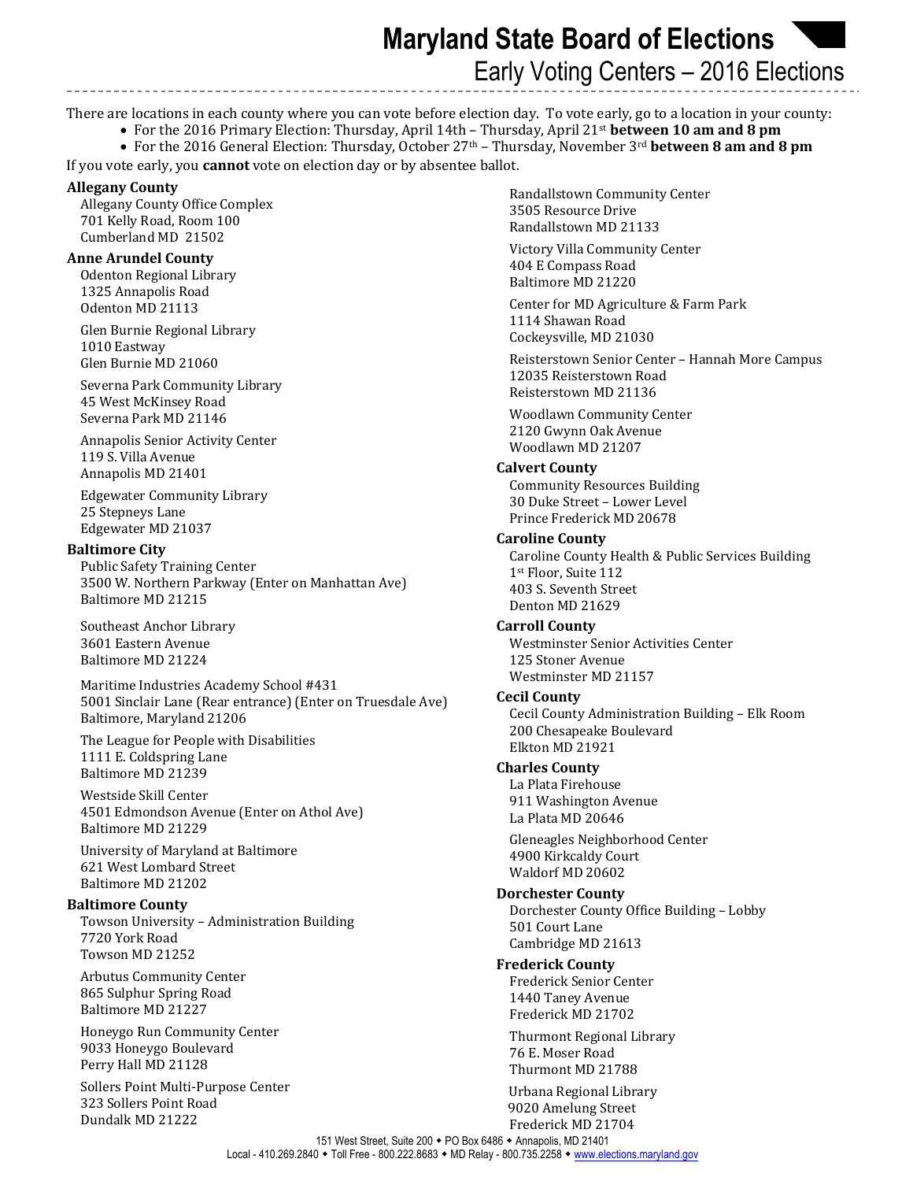# Maryland State Board of Elections

## Early Voting Centers – 2016 Elections

There are locations in each county where you can vote before election day. To vote early, go to a location in your county:

- For the 2016 Primary Election: Thursday, April 14th – Thursday, April 21st **between 10 am and 8 pm**
- For the 2016 General Election: Thursday, October 27th – Thursday, November 3rd **between 8 am and 8 pm**

If you vote early, you **cannot** vote on election day or by absentee ballot.

**Allegany County**

Allegany County Office Complex
701 Kelly Road, Room 100
Cumberland MD 21502

**Anne Arundel County**

Odenton Regional Library
1325 Annapolis Road
Odenton MD 21113

Glen Burnie Regional Library
1010 Eastway
Glen Burnie MD 21060

Severna Park Community Library
45 West McKinsey Road
Severna Park MD 21146

Annapolis Senior Activity Center
119 S. Villa Avenue
Annapolis MD 21401

Edgewater Community Library
25 Stepneys Lane
Edgewater MD 21037

**Baltimore City**

Public Safety Training Center
3500 W. Northern Parkway (Enter on Manhattan Ave)
Baltimore MD 21215

Southeast Anchor Library
3601 Eastern Avenue
Baltimore MD 21224

Maritime Industries Academy School #431
5001 Sinclair Lane (Rear entrance) (Enter on Truesdale Ave)
Baltimore, Maryland 21206

The League for People with Disabilities
1111 E. Coldspring Lane
Baltimore MD 21239

Westside Skill Center
4501 Edmondson Avenue (Enter on Athol Ave)
Baltimore MD 21229

University of Maryland at Baltimore
621 West Lombard Street
Baltimore MD 21202

**Baltimore County**

Towson University – Administration Building
7720 York Road
Towson MD 21252

Arbutus Community Center
865 Sulphur Spring Road
Baltimore MD 21227

Honeygo Run Community Center
9033 Honeygo Boulevard
Perry Hall MD 21128

Sollers Point Multi-Purpose Center
323 Sollers Point Road
Dundalk MD 21222

Randallstown Community Center
3505 Resource Drive
Randallstown MD 21133

Victory Villa Community Center
404 E Compass Road
Baltimore MD 21220

Center for MD Agriculture & Farm Park
1114 Shawan Road
Cockeysville, MD 21030

Reisterstown Senior Center – Hannah More Campus
12035 Reisterstown Road
Reisterstown MD 21136

Woodlawn Community Center
2120 Gwynn Oak Avenue
Woodlawn MD 21207

**Calvert County**

Community Resources Building
30 Duke Street – Lower Level
Prince Frederick MD 20678

**Caroline County**

Caroline County Health & Public Services Building
1st Floor, Suite 112
403 S. Seventh Street
Denton MD 21629

**Carroll County**

Westminster Senior Activities Center
125 Stoner Avenue
Westminster MD 21157

**Cecil County**

Cecil County Administration Building – Elk Room
200 Chesapeake Boulevard
Elkton MD 21921

**Charles County**

La Plata Firehouse
911 Washington Avenue
La Plata MD 20646

Gleneagles Neighborhood Center
4900 Kirkcaldy Court
Waldorf MD 20602

**Dorchester County**

Dorchester County Office Building – Lobby
501 Court Lane
Cambridge MD 21613

**Frederick County**

Frederick Senior Center
1440 Taney Avenue
Frederick MD 21702

Thurmont Regional Library
76 E. Moser Road
Thurmont MD 21788

Urbana Regional Library
9020 Amelung Street
Frederick MD 21704

151 West Street, Suite 200 ◆ PO Box 6486 ◆ Annapolis, MD 21401
Local - 410.269.2840 ◆ Toll Free - 800.222.8683 ◆ MD Relay - 800.735.2258 ◆ www.elections.maryland.gov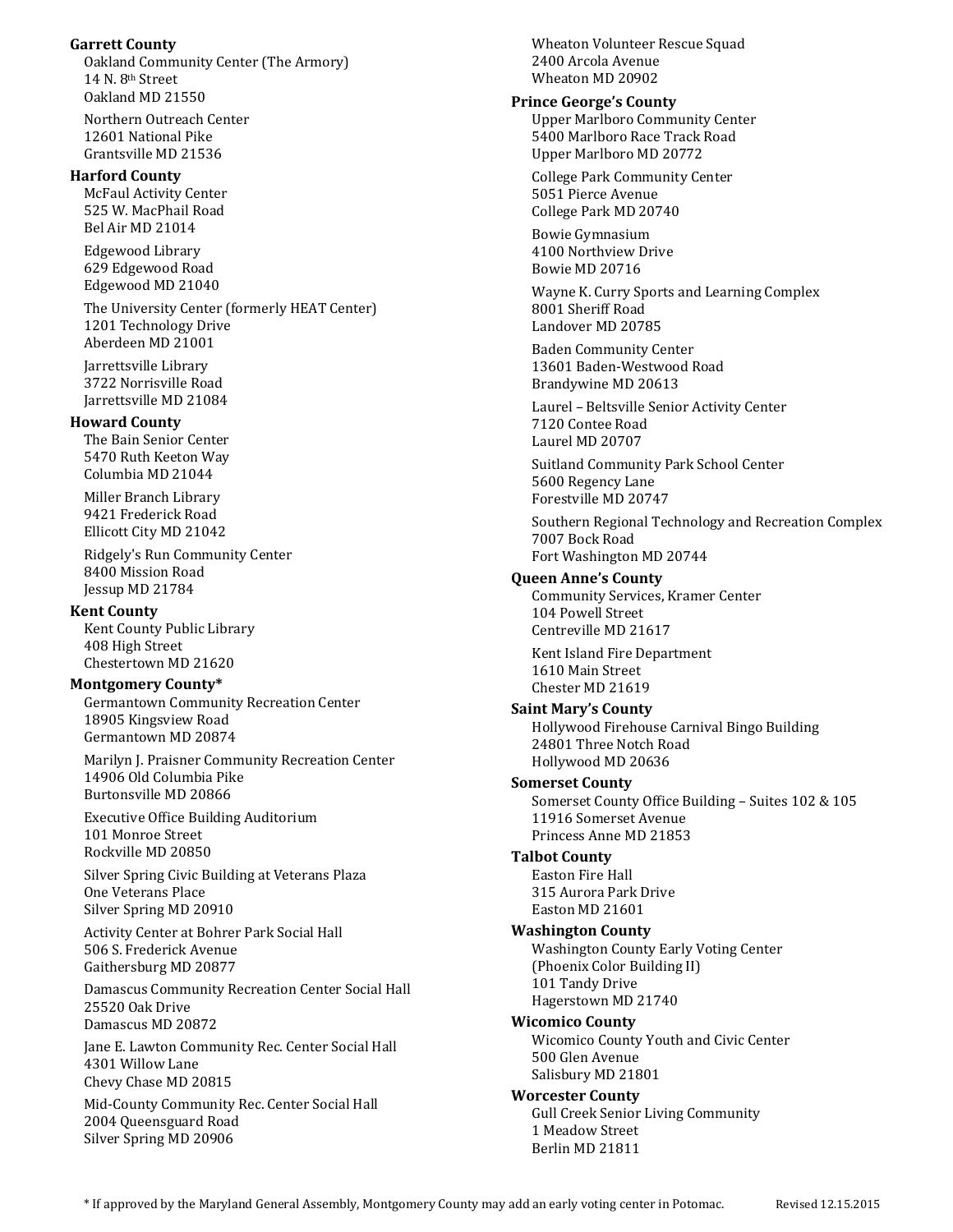**Garrett County**

Oakland Community Center (The Armory)
14 N. 8th Street
Oakland MD 21550

Northern Outreach Center
12601 National Pike
Grantsville MD 21536

**Harford County**

McFaul Activity Center
525 W. MacPhail Road
Bel Air MD 21014

Edgewood Library
629 Edgewood Road
Edgewood MD 21040

The University Center (formerly HEAT Center)
1201 Technology Drive
Aberdeen MD 21001

Jarrettsville Library
3722 Norrisville Road
Jarrettsville MD 21084

**Howard County**

The Bain Senior Center
5470 Ruth Keeton Way
Columbia MD 21044

Miller Branch Library
9421 Frederick Road
Ellicott City MD 21042

Ridgely's Run Community Center
8400 Mission Road
Jessup MD 21784

**Kent County**

Kent County Public Library
408 High Street
Chestertown MD 21620

**Montgomery County***

Germantown Community Recreation Center
18905 Kingsview Road
Germantown MD 20874

Marilyn J. Praisner Community Recreation Center
14906 Old Columbia Pike
Burtonsville MD 20866

Executive Office Building Auditorium
101 Monroe Street
Rockville MD 20850

Silver Spring Civic Building at Veterans Plaza
One Veterans Place
Silver Spring MD 20910

Activity Center at Bohrer Park Social Hall
506 S. Frederick Avenue
Gaithersburg MD 20877

Damascus Community Recreation Center Social Hall
25520 Oak Drive
Damascus MD 20872

Jane E. Lawton Community Rec. Center Social Hall
4301 Willow Lane
Chevy Chase MD 20815

Mid-County Community Rec. Center Social Hall
2004 Queensguard Road
Silver Spring MD 20906

Wheaton Volunteer Rescue Squad
2400 Arcola Avenue
Wheaton MD 20902

**Prince George's County**

Upper Marlboro Community Center
5400 Marlboro Race Track Road
Upper Marlboro MD 20772

College Park Community Center
5051 Pierce Avenue
College Park MD 20740

Bowie Gymnasium
4100 Northview Drive
Bowie MD 20716

Wayne K. Curry Sports and Learning Complex
8001 Sheriff Road
Landover MD 20785

Baden Community Center
13601 Baden-Westwood Road
Brandywine MD 20613

Laurel – Beltsville Senior Activity Center
7120 Contee Road
Laurel MD 20707

Suitland Community Park School Center
5600 Regency Lane
Forestville MD 20747

Southern Regional Technology and Recreation Complex
7007 Bock Road
Fort Washington MD 20744

**Queen Anne's County**

Community Services, Kramer Center
104 Powell Street
Centreville MD 21617

Kent Island Fire Department
1610 Main Street
Chester MD 21619

**Saint Mary's County**

Hollywood Firehouse Carnival Bingo Building
24801 Three Notch Road
Hollywood MD 20636

**Somerset County**

Somerset County Office Building – Suites 102 & 105
11916 Somerset Avenue
Princess Anne MD 21853

**Talbot County**

Easton Fire Hall
315 Aurora Park Drive
Easton MD 21601

**Washington County**

Washington County Early Voting Center
(Phoenix Color Building II)
101 Tandy Drive
Hagerstown MD 21740

**Wicomico County**

Wicomico County Youth and Civic Center
500 Glen Avenue
Salisbury MD 21801

**Worcester County**

Gull Creek Senior Living Community
1 Meadow Street
Berlin MD 21811

* If approved by the Maryland General Assembly, Montgomery County may add an early voting center in Potomac.

Revised 12.15.2015